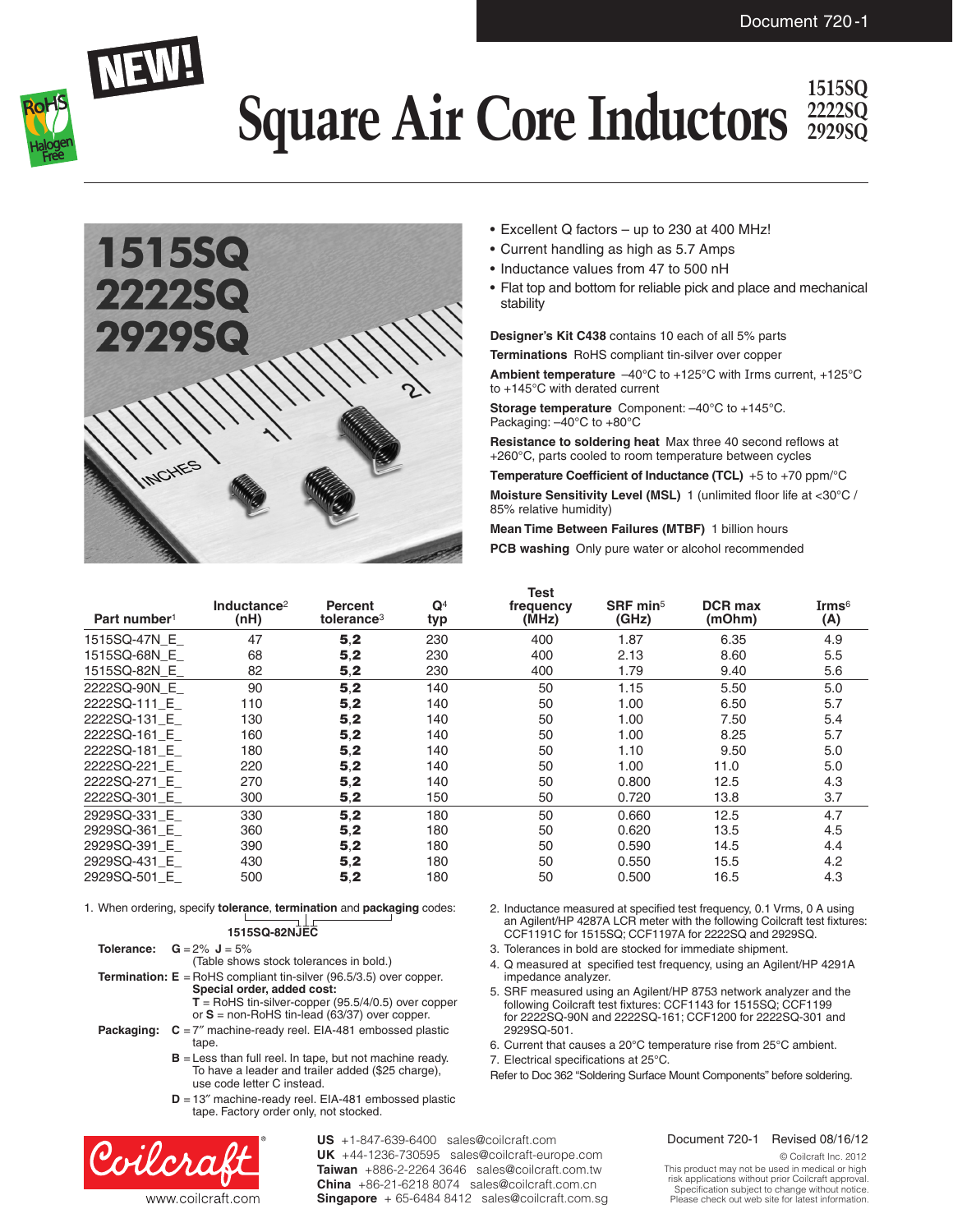# Square Air Core Inductors

**1515SQ**
**2222SQ**
**2929SQ**

- Excellent Q factors – up to 230 at 400 MHz!
- Current handling as high as 5.7 Amps
- Inductance values from 47 to 500 nH
- Flat top and bottom for reliable pick and place and mechanical stability

**Designer's Kit C438** contains 10 each of all 5% parts

**Terminations** RoHS compliant tin-silver over copper

**Ambient temperature** –40°C to +125°C with Irms current, +125°C to +145°C with derated current

**Storage temperature** Component: –40°C to +145°C. Packaging: –40°C to +80°C

**Resistance to soldering heat** Max three 40 second reflows at +260°C, parts cooled to room temperature between cycles

**Temperature Coefficient of Inductance (TCL)** +5 to +70 ppm/°C

**Moisture Sensitivity Level (MSL)** 1 (unlimited floor life at <30°C / 85% relative humidity)

**Mean Time Between Failures (MTBF)** 1 billion hours

**PCB washing** Only pure water or alcohol recommended

| Part number[1] | Inductance[2] (nH) | Percent tolerance[3] | Q[4] typ | Test frequency (MHz) | SRF min[5] (GHz) | DCR max (mOhm) | Irms[6] (A) |
|---|---|---|---|---|---|---|---|
| 1515SQ-47N_E_ | 47 | **5**,**2** | 230 | 400 | 1.87 | 6.35 | 4.9 |
| 1515SQ-68N_E_ | 68 | **5**,**2** | 230 | 400 | 2.13 | 8.60 | 5.5 |
| 1515SQ-82N_E_ | 82 | **5**,**2** | 230 | 400 | 1.79 | 9.40 | 5.6 |
| 2222SQ-90N_E_ | 90 | **5**,**2** | 140 | 50 | 1.15 | 5.50 | 5.0 |
| 2222SQ-111_E_ | 110 | **5**,**2** | 140 | 50 | 1.00 | 6.50 | 5.7 |
| 2222SQ-131_E_ | 130 | **5**,**2** | 140 | 50 | 1.00 | 7.50 | 5.4 |
| 2222SQ-161_E_ | 160 | **5**,**2** | 140 | 50 | 1.00 | 8.25 | 5.7 |
| 2222SQ-181_E_ | 180 | **5**,**2** | 140 | 50 | 1.10 | 9.50 | 5.0 |
| 2222SQ-221_E_ | 220 | **5**,**2** | 140 | 50 | 1.00 | 11.0 | 5.0 |
| 2222SQ-271_E_ | 270 | **5**,**2** | 140 | 50 | 0.800 | 12.5 | 4.3 |
| 2222SQ-301_E_ | 300 | **5**,**2** | 150 | 50 | 0.720 | 13.8 | 3.7 |
| 2929SQ-331_E_ | 330 | **5**,**2** | 180 | 50 | 0.660 | 12.5 | 4.7 |
| 2929SQ-361_E_ | 360 | **5**,**2** | 180 | 50 | 0.620 | 13.5 | 4.5 |
| 2929SQ-391_E_ | 390 | **5**,**2** | 180 | 50 | 0.590 | 14.5 | 4.4 |
| 2929SQ-431_E_ | 430 | **5**,**2** | 180 | 50 | 0.550 | 15.5 | 4.2 |
| 2929SQ-501_E_ | 500 | **5**,**2** | 180 | 50 | 0.500 | 16.5 | 4.3 |

1. When ordering, specify **tolerance**, **termination** and **packaging** codes:

   **1515SQ-82NJEC**

   **Tolerance:** **G** = 2% **J** = 5%
   (Table shows stock tolerances in bold.)

   **Termination:** **E** = RoHS compliant tin-silver (96.5/3.5) over copper.
   **Special order, added cost:**
   **T** = RoHS tin-silver-copper (95.5/4/0.5) over copper or **S** = non-RoHS tin-lead (63/37) over copper.

   **Packaging:** **C** = 7″ machine-ready reel. EIA-481 embossed plastic tape.
   **B** = Less than full reel. In tape, but not machine ready. To have a leader and trailer added ($25 charge), use code letter C instead.
   **D** = 13″ machine-ready reel. EIA-481 embossed plastic tape. Factory order only, not stocked.

2. Inductance measured at specified test frequency, 0.1 Vrms, 0 A using an Agilent/HP 4287A LCR meter with the following Coilcraft test fixtures: CCF1191C for 1515SQ; CCF1197A for 2222SQ and 2929SQ.
3. Tolerances in bold are stocked for immediate shipment.
4. Q measured at specified test frequency, using an Agilent/HP 4291A impedance analyzer.
5. SRF measured using an Agilent/HP 8753 network analyzer and the following Coilcraft test fixtures: CCF1143 for 1515SQ; CCF1199 for 2222SQ-90N and 2222SQ-161; CCF1200 for 2222SQ-301 and 2929SQ-501.
6. Current that causes a 20°C temperature rise from 25°C ambient.
7. Electrical specifications at 25°C.

Refer to Doc 362 "Soldering Surface Mount Components" before soldering.

www.coilcraft.com

**US** +1-847-639-6400 sales@coilcraft.com
**UK** +44-1236-730595 sales@coilcraft-europe.com
**Taiwan** +886-2-2264 3646 sales@coilcraft.com.tw
**China** +86-21-6218 8074 sales@coilcraft.com.cn
**Singapore** + 65-6484 8412 sales@coilcraft.com.sg

Document 720-1 Revised 08/16/12

© Coilcraft Inc. 2012
This product may not be used in medical or high risk applications without prior Coilcraft approval. Specification subject to change without notice. Please check out web site for latest information.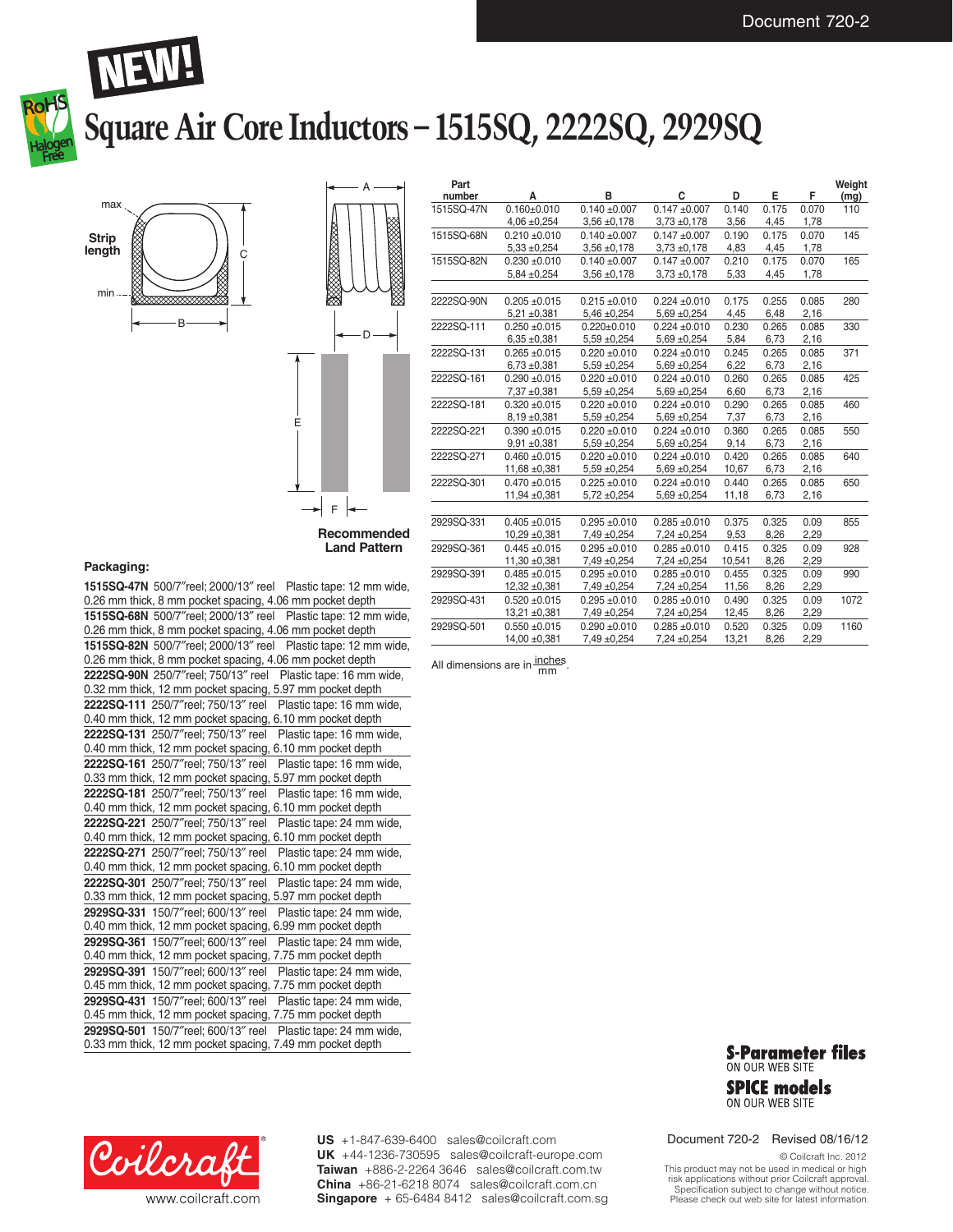NEW!

# Square Air Core Inductors – 1515SQ, 2222SQ, 2929SQ

max

Strip length

min

B

A

C

D

E

F

Recommended Land Pattern

| Part number | A | B | C | D | E | F | Weight (mg) |
|---|---|---|---|---|---|---|---|
| 1515SQ-47N | 0.160±0.010<br>4,06 ±0,254 | 0.140 ±0.007<br>3,56 ±0,178 | 0.147 ±0.007<br>3,73 ±0,178 | 0.140<br>3,56 | 0.175<br>4,45 | 0.070<br>1,78 | 110 |
| 1515SQ-68N | 0.210 ±0.010<br>5,33 ±0,254 | 0.140 ±0.007<br>3,56 ±0,178 | 0.147 ±0.007<br>3,73 ±0,178 | 0.190<br>4,83 | 0.175<br>4,45 | 0.070<br>1,78 | 145 |
| 1515SQ-82N | 0.230 ±0.010<br>5,84 ±0,254 | 0.140 ±0.007<br>3,56 ±0,178 | 0.147 ±0.007<br>3,73 ±0,178 | 0.210<br>5,33 | 0.175<br>4,45 | 0.070<br>1,78 | 165 |
| 2222SQ-90N | 0.205 ±0.015<br>5,21 ±0,381 | 0.215 ±0.010<br>5,46 ±0,254 | 0.224 ±0.010<br>5,69 ±0,254 | 0.175<br>4,45 | 0.255<br>6,48 | 0.085<br>2,16 | 280 |
| 2222SQ-111 | 0.250 ±0.015<br>6,35 ±0,381 | 0.220±0.010<br>5,59 ±0,254 | 0.224 ±0.010<br>5,69 ±0,254 | 0.230<br>5,84 | 0.265<br>6,73 | 0.085<br>2,16 | 330 |
| 2222SQ-131 | 0.265 ±0.015<br>6,73 ±0,381 | 0.220 ±0.010<br>5,59 ±0,254 | 0.224 ±0.010<br>5,69 ±0,254 | 0.245<br>6,22 | 0.265<br>6,73 | 0.085<br>2,16 | 371 |
| 2222SQ-161 | 0.290 ±0.015<br>7,37 ±0,381 | 0.220 ±0.010<br>5,59 ±0,254 | 0.224 ±0.010<br>5,69 ±0,254 | 0.260<br>6,60 | 0.265<br>6,73 | 0.085<br>2,16 | 425 |
| 2222SQ-181 | 0.320 ±0.015<br>8,19 ±0,381 | 0.220 ±0.010<br>5,59 ±0,254 | 0.224 ±0.010<br>5,69 ±0,254 | 0.290<br>7,37 | 0.265<br>6,73 | 0.085<br>2,16 | 460 |
| 2222SQ-221 | 0.390 ±0.015<br>9,91 ±0,381 | 0.220 ±0.010<br>5,59 ±0,254 | 0.224 ±0.010<br>5,69 ±0,254 | 0.360<br>9,14 | 0.265<br>6,73 | 0.085<br>2,16 | 550 |
| 2222SQ-271 | 0.460 ±0.015<br>11,68 ±0,381 | 0.220 ±0.010<br>5,59 ±0,254 | 0.224 ±0.010<br>5,69 ±0,254 | 0.420<br>10,67 | 0.265<br>6,73 | 0.085<br>2,16 | 640 |
| 2222SQ-301 | 0.470 ±0.015<br>11,94 ±0,381 | 0.225 ±0.010<br>5,72 ±0,254 | 0.224 ±0.010<br>5,69 ±0,254 | 0.440<br>11,18 | 0.265<br>6,73 | 0.085<br>2,16 | 650 |
| 2929SQ-331 | 0.405 ±0.015<br>10,29 ±0,381 | 0.295 ±0.010<br>7,49 ±0,254 | 0.285 ±0.010<br>7,24 ±0,254 | 0.375<br>9,53 | 0.325<br>8,26 | 0.09<br>2,29 | 855 |
| 2929SQ-361 | 0.445 ±0.015<br>11,30 ±0,381 | 0.295 ±0.010<br>7,49 ±0,254 | 0.285 ±0.010<br>7,24 ±0,254 | 0.415<br>10,541 | 0.325<br>8,26 | 0.09<br>2,29 | 928 |
| 2929SQ-391 | 0.485 ±0.015<br>12,32 ±0,381 | 0.295 ±0.010<br>7,49 ±0,254 | 0.285 ±0.010<br>7,24 ±0,254 | 0.455<br>11,56 | 0.325<br>8,26 | 0.09<br>2,29 | 990 |
| 2929SQ-431 | 0.520 ±0.015<br>13,21 ±0,381 | 0.295 ±0.010<br>7,49 ±0,254 | 0.285 ±0.010<br>7,24 ±0,254 | 0.490<br>12,45 | 0.325<br>8,26 | 0.09<br>2,29 | 1072 |
| 2929SQ-501 | 0.550 ±0.015<br>14,00 ±0,381 | 0.290 ±0.010<br>7,49 ±0,254 | 0.285 ±0.010<br>7,24 ±0,254 | 0.520<br>13,21 | 0.325<br>8,26 | 0.09<br>2,29 | 1160 |

All dimensions are in inches / mm.

### Packaging:

**1515SQ-47N** 500/7″reel; 2000/13″ reel Plastic tape: 12 mm wide, 0.26 mm thick, 8 mm pocket spacing, 4.06 mm pocket depth

**1515SQ-68N** 500/7″reel; 2000/13″ reel Plastic tape: 12 mm wide, 0.26 mm thick, 8 mm pocket spacing, 4.06 mm pocket depth

**1515SQ-82N** 500/7″reel; 2000/13″ reel Plastic tape: 12 mm wide, 0.26 mm thick, 8 mm pocket spacing, 4.06 mm pocket depth

**2222SQ-90N** 250/7″reel; 750/13″ reel Plastic tape: 16 mm wide, 0.32 mm thick, 12 mm pocket spacing, 5.97 mm pocket depth

**2222SQ-111** 250/7″reel; 750/13″ reel Plastic tape: 16 mm wide, 0.40 mm thick, 12 mm pocket spacing, 6.10 mm pocket depth

**2222SQ-131** 250/7″reel; 750/13″ reel Plastic tape: 16 mm wide, 0.40 mm thick, 12 mm pocket spacing, 6.10 mm pocket depth

**2222SQ-161** 250/7″reel; 750/13″ reel Plastic tape: 16 mm wide, 0.33 mm thick, 12 mm pocket spacing, 5.97 mm pocket depth

**2222SQ-181** 250/7″reel; 750/13″ reel Plastic tape: 16 mm wide, 0.40 mm thick, 12 mm pocket spacing, 6.10 mm pocket depth

**2222SQ-221** 250/7″reel; 750/13″ reel Plastic tape: 24 mm wide, 0.40 mm thick, 12 mm pocket spacing, 6.10 mm pocket depth

**2222SQ-271** 250/7″reel; 750/13″ reel Plastic tape: 24 mm wide, 0.40 mm thick, 12 mm pocket spacing, 6.10 mm pocket depth

**2222SQ-301** 250/7″reel; 750/13″ reel Plastic tape: 24 mm wide, 0.33 mm thick, 12 mm pocket spacing, 5.97 mm pocket depth

**2929SQ-331** 150/7″reel; 600/13″ reel Plastic tape: 24 mm wide, 0.40 mm thick, 12 mm pocket spacing, 6.99 mm pocket depth

**2929SQ-361** 150/7″reel; 600/13″ reel Plastic tape: 24 mm wide, 0.40 mm thick, 12 mm pocket spacing, 7.75 mm pocket depth

**2929SQ-391** 150/7″reel; 600/13″ reel Plastic tape: 24 mm wide, 0.45 mm thick, 12 mm pocket spacing, 7.75 mm pocket depth

**2929SQ-431** 150/7″reel; 600/13″ reel Plastic tape: 24 mm wide, 0.45 mm thick, 12 mm pocket spacing, 7.75 mm pocket depth

**2929SQ-501** 150/7″reel; 600/13″ reel Plastic tape: 24 mm wide, 0.33 mm thick, 12 mm pocket spacing, 7.49 mm pocket depth

**S-Parameter files** ON OUR WEB SITE

**SPICE models** ON OUR WEB SITE

Coilcraft® www.coilcraft.com

**US** +1-847-639-6400 sales@coilcraft.com
**UK** +44-1236-730595 sales@coilcraft-europe.com
**Taiwan** +886-2-2264 3646 sales@coilcraft.com.tw
**China** +86-21-6218 8074 sales@coilcraft.com.cn
**Singapore** + 65-6484 8412 sales@coilcraft.com.sg

Document 720-2 Revised 08/16/12

© Coilcraft Inc. 2012
This product may not be used in medical or high risk applications without prior Coilcraft approval.
Specification subject to change without notice.
Please check out web site for latest information.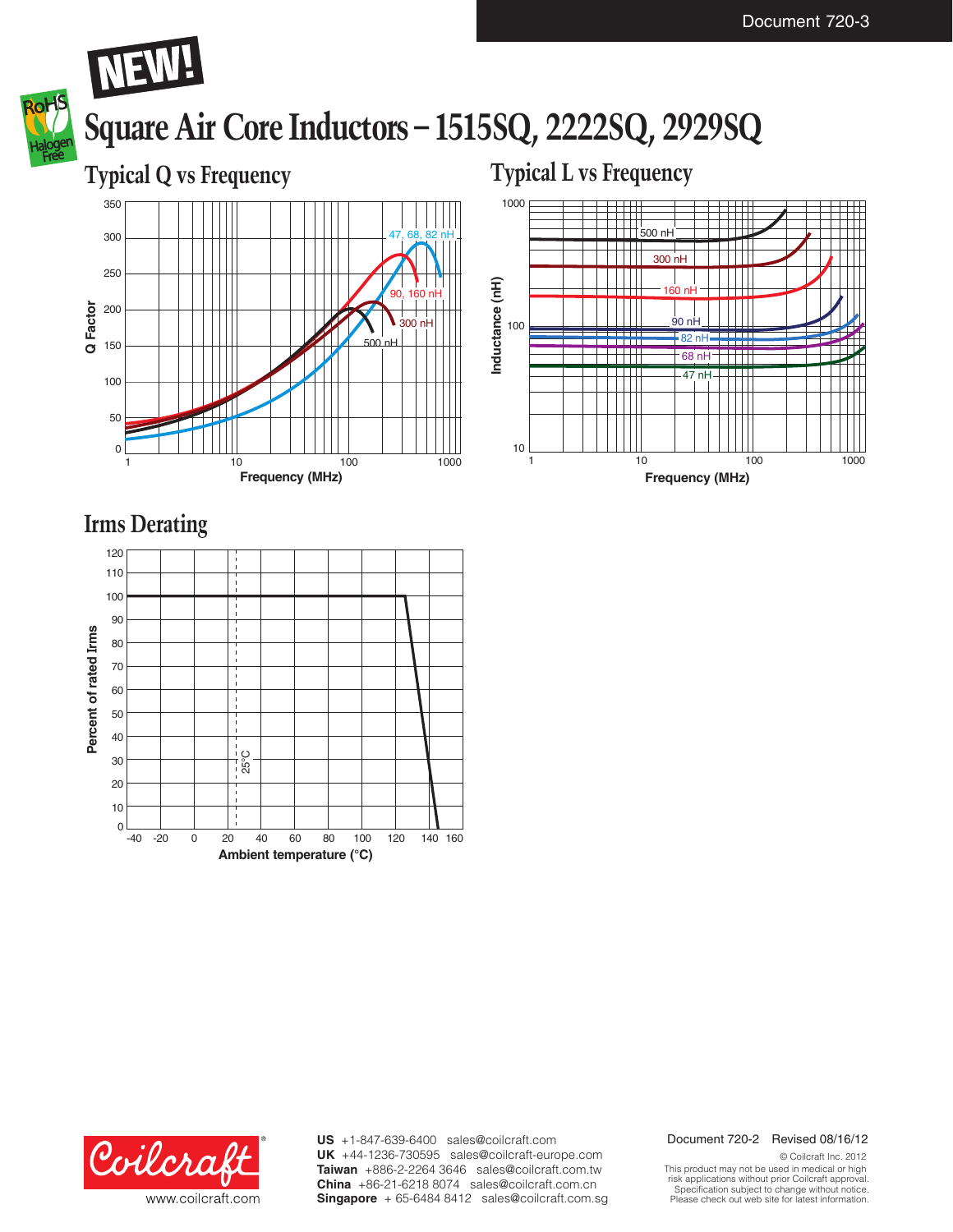Document 720-3

NEW!

RoHS Halogen Free

# Square Air Core Inductors – 1515SQ, 2222SQ, 2929SQ

## Typical Q vs Frequency

Q Factor

350
300
250
200
150
100
50
0

1
10
100
1000

Frequency (MHz)

47, 68, 82 nH
90, 160 nH
300 nH
500 nH

## Typical L vs Frequency

Inductance (nH)

1000
100
10

1
10
100
1000

Frequency (MHz)

500 nH
300 nH
160 nH
90 nH
82 nH
68 nH
47 nH

## Irms Derating

Percent of rated Irms

120
110
100
90
80
70
60
50
40
30
20
10
0

-40 -20 0 20 40 60 80 100 120 140 160

Ambient temperature (°C)

25°C

Coilcraft® www.coilcraft.com

**US** +1-847-639-6400 sales@coilcraft.com
**UK** +44-1236-730595 sales@coilcraft-europe.com
**Taiwan** +886-2-2264 3646 sales@coilcraft.com.tw
**China** +86-21-6218 8074 sales@coilcraft.com.cn
**Singapore** + 65-6484 8412 sales@coilcraft.com.sg

Document 720-2 Revised 08/16/12

© Coilcraft Inc. 2012
This product may not be used in medical or high risk applications without prior Coilcraft approval.
Specification subject to change without notice.
Please check out web site for latest information.